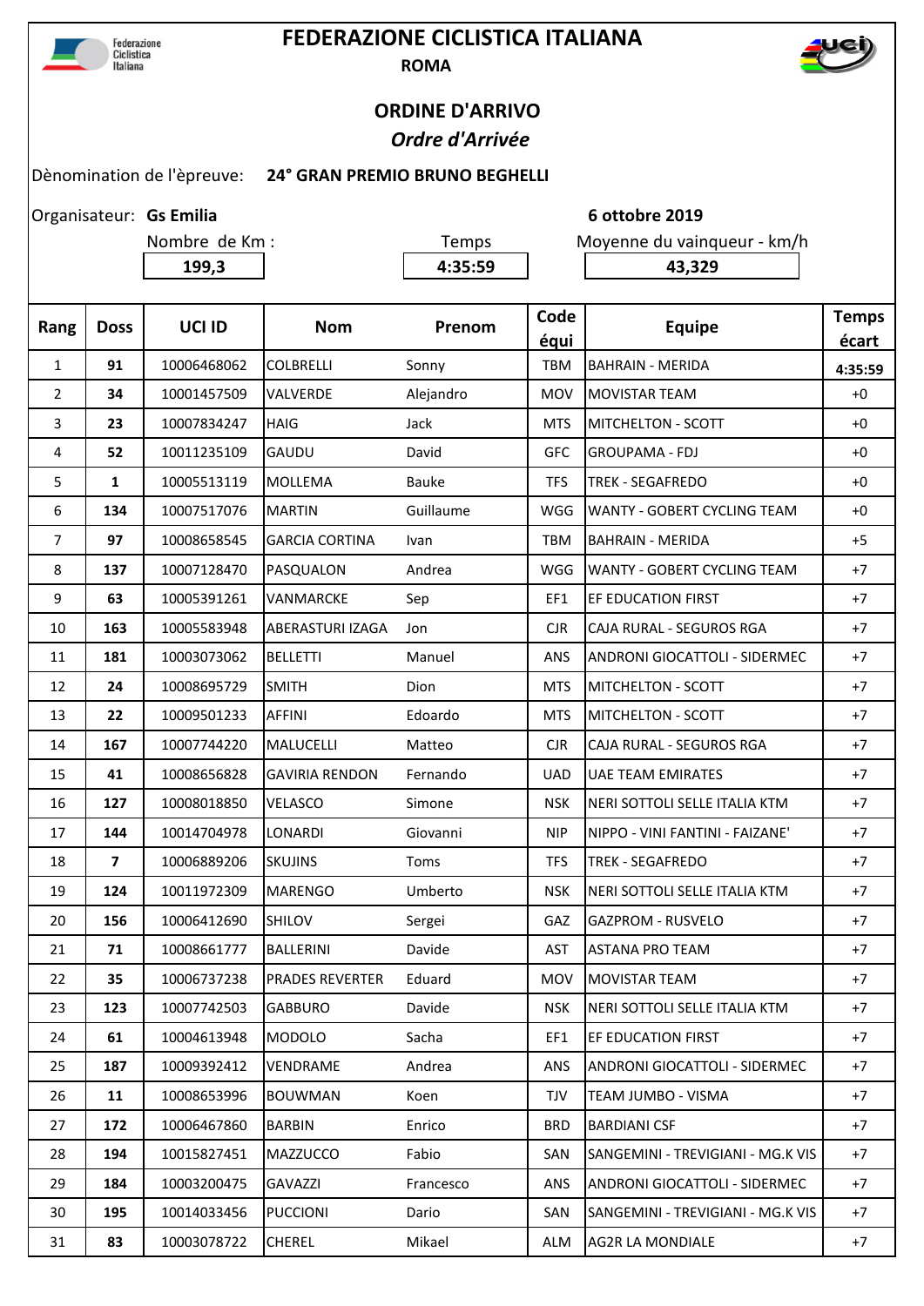# FEDERAZIONE CICLISTICA ITALIANA

**ROMA**

## ORDINE D'ARRIVO

### *Ordre d'Arrivée*

Dènomination de l'èpreuve: **24° GRAN PREMIO BRUNO BEGHELLI**

Organisateur: **Gs Emilia** **6 ottobre 2019**

| Nombre de Km : | Temps | Moyenne du vainqueur - km/h |
|---|---|---|
| 199,3 | 4:35:59 | 43,329 |

| Rang | Doss | UCI ID | Nom | Prenom | Code équi | Equipe | Temps écart |
|---|---|---|---|---|---|---|---|
| 1 | 91 | 10006468062 | COLBRELLI | Sonny | TBM | BAHRAIN - MERIDA | 4:35:59 |
| 2 | 34 | 10001457509 | VALVERDE | Alejandro | MOV | MOVISTAR TEAM | +0 |
| 3 | 23 | 10007834247 | HAIG | Jack | MTS | MITCHELTON - SCOTT | +0 |
| 4 | 52 | 10011235109 | GAUDU | David | GFC | GROUPAMA - FDJ | +0 |
| 5 | 1 | 10005513119 | MOLLEMA | Bauke | TFS | TREK - SEGAFREDO | +0 |
| 6 | 134 | 10007517076 | MARTIN | Guillaume | WGG | WANTY - GOBERT CYCLING TEAM | +0 |
| 7 | 97 | 10008658545 | GARCIA CORTINA | Ivan | TBM | BAHRAIN - MERIDA | +5 |
| 8 | 137 | 10007128470 | PASQUALON | Andrea | WGG | WANTY - GOBERT CYCLING TEAM | +7 |
| 9 | 63 | 10005391261 | VANMARCKE | Sep | EF1 | EF EDUCATION FIRST | +7 |
| 10 | 163 | 10005583948 | ABERASTURI IZAGA | Jon | CJR | CAJA RURAL - SEGUROS RGA | +7 |
| 11 | 181 | 10003073062 | BELLETTI | Manuel | ANS | ANDRONI GIOCATTOLI - SIDERMEC | +7 |
| 12 | 24 | 10008695729 | SMITH | Dion | MTS | MITCHELTON - SCOTT | +7 |
| 13 | 22 | 10009501233 | AFFINI | Edoardo | MTS | MITCHELTON - SCOTT | +7 |
| 14 | 167 | 10007744220 | MALUCELLI | Matteo | CJR | CAJA RURAL - SEGUROS RGA | +7 |
| 15 | 41 | 10008656828 | GAVIRIA RENDON | Fernando | UAD | UAE TEAM EMIRATES | +7 |
| 16 | 127 | 10008018850 | VELASCO | Simone | NSK | NERI SOTTOLI SELLE ITALIA KTM | +7 |
| 17 | 144 | 10014704978 | LONARDI | Giovanni | NIP | NIPPO - VINI FANTINI - FAIZANE' | +7 |
| 18 | 7 | 10006889206 | SKUJINS | Toms | TFS | TREK - SEGAFREDO | +7 |
| 19 | 124 | 10011972309 | MARENGO | Umberto | NSK | NERI SOTTOLI SELLE ITALIA KTM | +7 |
| 20 | 156 | 10006412690 | SHILOV | Sergei | GAZ | GAZPROM - RUSVELO | +7 |
| 21 | 71 | 10008661777 | BALLERINI | Davide | AST | ASTANA PRO TEAM | +7 |
| 22 | 35 | 10006737238 | PRADES REVERTER | Eduard | MOV | MOVISTAR TEAM | +7 |
| 23 | 123 | 10007742503 | GABBURO | Davide | NSK | NERI SOTTOLI SELLE ITALIA KTM | +7 |
| 24 | 61 | 10004613948 | MODOLO | Sacha | EF1 | EF EDUCATION FIRST | +7 |
| 25 | 187 | 10009392412 | VENDRAME | Andrea | ANS | ANDRONI GIOCATTOLI - SIDERMEC | +7 |
| 26 | 11 | 10008653996 | BOUWMAN | Koen | TJV | TEAM JUMBO - VISMA | +7 |
| 27 | 172 | 10006467860 | BARBIN | Enrico | BRD | BARDIANI CSF | +7 |
| 28 | 194 | 10015827451 | MAZZUCCO | Fabio | SAN | SANGEMINI - TREVIGIANI - MG.K VIS | +7 |
| 29 | 184 | 10003200475 | GAVAZZI | Francesco | ANS | ANDRONI GIOCATTOLI - SIDERMEC | +7 |
| 30 | 195 | 10014033456 | PUCCIONI | Dario | SAN | SANGEMINI - TREVIGIANI - MG.K VIS | +7 |
| 31 | 83 | 10003078722 | CHEREL | Mikael | ALM | AG2R LA MONDIALE | +7 |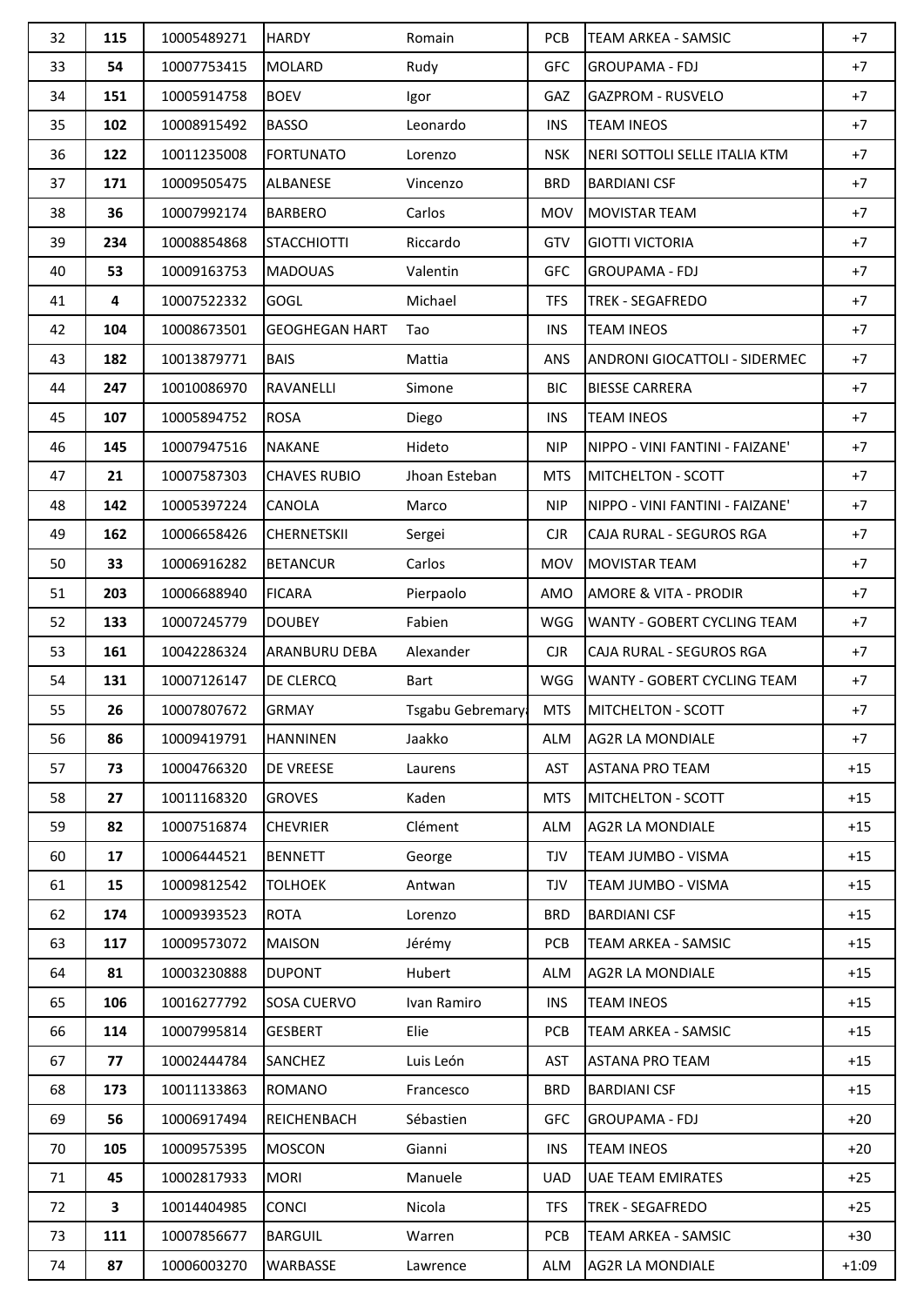| 32 | **115** | 10005489271 | HARDY | Romain | PCB | TEAM ARKEA - SAMSIC | +7 |
|---|---|---|---|---|---|---|---|
| 33 | **54** | 10007753415 | MOLARD | Rudy | GFC | GROUPAMA - FDJ | +7 |
| 34 | **151** | 10005914758 | BOEV | Igor | GAZ | GAZPROM - RUSVELO | +7 |
| 35 | **102** | 10008915492 | BASSO | Leonardo | INS | TEAM INEOS | +7 |
| 36 | **122** | 10011235008 | FORTUNATO | Lorenzo | NSK | NERI SOTTOLI SELLE ITALIA KTM | +7 |
| 37 | **171** | 10009505475 | ALBANESE | Vincenzo | BRD | BARDIANI CSF | +7 |
| 38 | **36** | 10007992174 | BARBERO | Carlos | MOV | MOVISTAR TEAM | +7 |
| 39 | **234** | 10008854868 | STACCHIOTTI | Riccardo | GTV | GIOTTI VICTORIA | +7 |
| 40 | **53** | 10009163753 | MADOUAS | Valentin | GFC | GROUPAMA - FDJ | +7 |
| 41 | **4** | 10007522332 | GOGL | Michael | TFS | TREK - SEGAFREDO | +7 |
| 42 | **104** | 10008673501 | GEOGHEGAN HART | Tao | INS | TEAM INEOS | +7 |
| 43 | **182** | 10013879771 | BAIS | Mattia | ANS | ANDRONI GIOCATTOLI - SIDERMEC | +7 |
| 44 | **247** | 10010086970 | RAVANELLI | Simone | BIC | BIESSE CARRERA | +7 |
| 45 | **107** | 10005894752 | ROSA | Diego | INS | TEAM INEOS | +7 |
| 46 | **145** | 10007947516 | NAKANE | Hideto | NIP | NIPPO - VINI FANTINI - FAIZANE' | +7 |
| 47 | **21** | 10007587303 | CHAVES RUBIO | Jhoan Esteban | MTS | MITCHELTON - SCOTT | +7 |
| 48 | **142** | 10005397224 | CANOLA | Marco | NIP | NIPPO - VINI FANTINI - FAIZANE' | +7 |
| 49 | **162** | 10006658426 | CHERNETSKII | Sergei | CJR | CAJA RURAL - SEGUROS RGA | +7 |
| 50 | **33** | 10006916282 | BETANCUR | Carlos | MOV | MOVISTAR TEAM | +7 |
| 51 | **203** | 10006688940 | FICARA | Pierpaolo | AMO | AMORE & VITA - PRODIR | +7 |
| 52 | **133** | 10007245779 | DOUBEY | Fabien | WGG | WANTY - GOBERT CYCLING TEAM | +7 |
| 53 | **161** | 10042286324 | ARANBURU DEBA | Alexander | CJR | CAJA RURAL - SEGUROS RGA | +7 |
| 54 | **131** | 10007126147 | DE CLERCQ | Bart | WGG | WANTY - GOBERT CYCLING TEAM | +7 |
| 55 | **26** | 10007807672 | GRMAY | Tsgabu Gebremary | MTS | MITCHELTON - SCOTT | +7 |
| 56 | **86** | 10009419791 | HANNINEN | Jaakko | ALM | AG2R LA MONDIALE | +7 |
| 57 | **73** | 10004766320 | DE VREESE | Laurens | AST | ASTANA PRO TEAM | +15 |
| 58 | **27** | 10011168320 | GROVES | Kaden | MTS | MITCHELTON - SCOTT | +15 |
| 59 | **82** | 10007516874 | CHEVRIER | Clément | ALM | AG2R LA MONDIALE | +15 |
| 60 | **17** | 10006444521 | BENNETT | George | TJV | TEAM JUMBO - VISMA | +15 |
| 61 | **15** | 10009812542 | TOLHOEK | Antwan | TJV | TEAM JUMBO - VISMA | +15 |
| 62 | **174** | 10009393523 | ROTA | Lorenzo | BRD | BARDIANI CSF | +15 |
| 63 | **117** | 10009573072 | MAISON | Jérémy | PCB | TEAM ARKEA - SAMSIC | +15 |
| 64 | **81** | 10003230888 | DUPONT | Hubert | ALM | AG2R LA MONDIALE | +15 |
| 65 | **106** | 10016277792 | SOSA CUERVO | Ivan Ramiro | INS | TEAM INEOS | +15 |
| 66 | **114** | 10007995814 | GESBERT | Elie | PCB | TEAM ARKEA - SAMSIC | +15 |
| 67 | **77** | 10002444784 | SANCHEZ | Luis León | AST | ASTANA PRO TEAM | +15 |
| 68 | **173** | 10011133863 | ROMANO | Francesco | BRD | BARDIANI CSF | +15 |
| 69 | **56** | 10006917494 | REICHENBACH | Sébastien | GFC | GROUPAMA - FDJ | +20 |
| 70 | **105** | 10009575395 | MOSCON | Gianni | INS | TEAM INEOS | +20 |
| 71 | **45** | 10002817933 | MORI | Manuele | UAD | UAE TEAM EMIRATES | +25 |
| 72 | **3** | 10014404985 | CONCI | Nicola | TFS | TREK - SEGAFREDO | +25 |
| 73 | **111** | 10007856677 | BARGUIL | Warren | PCB | TEAM ARKEA - SAMSIC | +30 |
| 74 | **87** | 10006003270 | WARBASSE | Lawrence | ALM | AG2R LA MONDIALE | +1:09 |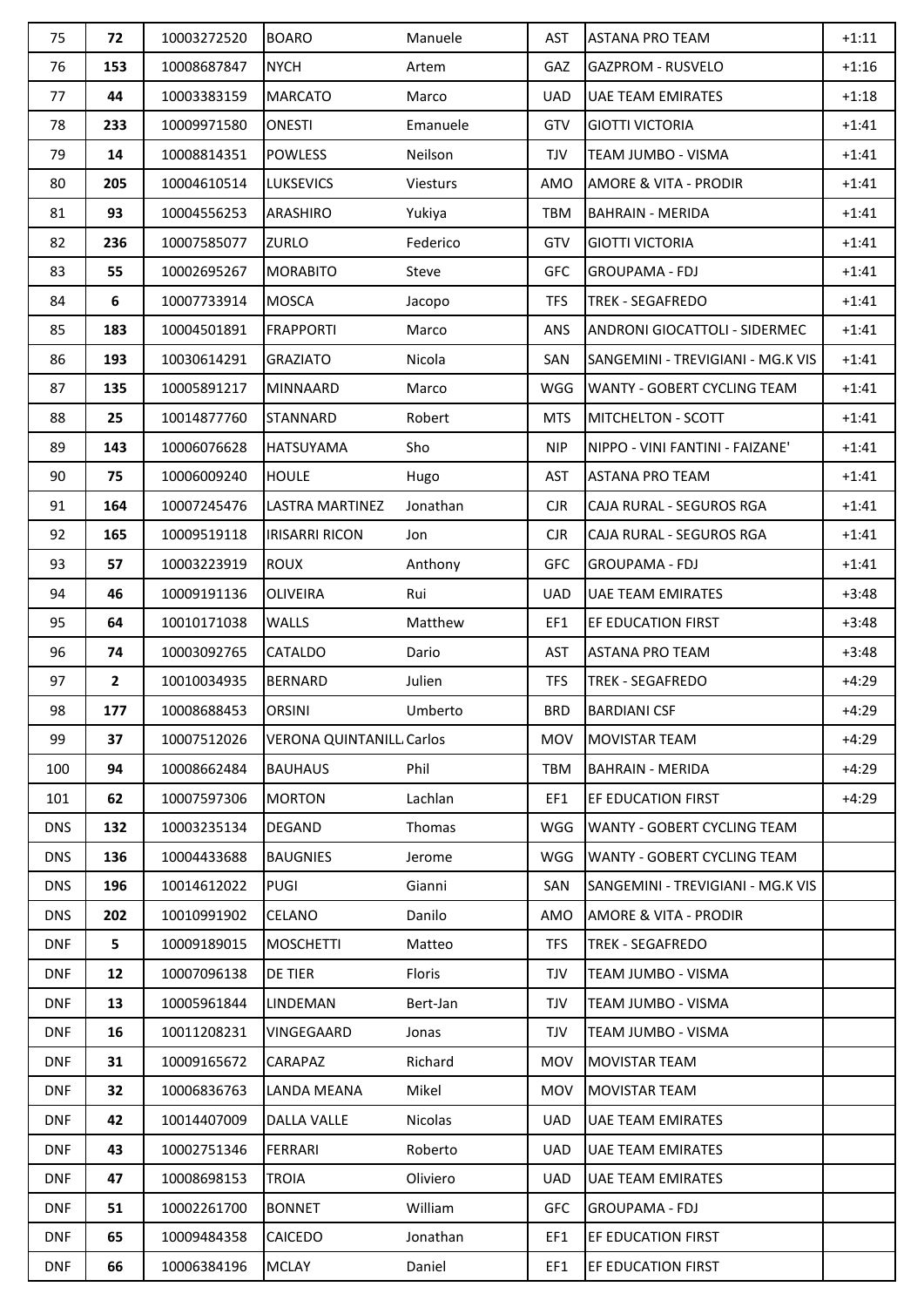| 75 | 72 | 10003272520 | BOARO | Manuele | AST | ASTANA PRO TEAM | +1:11 |
|---|---|---|---|---|---|---|---|
| 76 | 153 | 10008687847 | NYCH | Artem | GAZ | GAZPROM - RUSVELO | +1:16 |
| 77 | 44 | 10003383159 | MARCATO | Marco | UAD | UAE TEAM EMIRATES | +1:18 |
| 78 | 233 | 10009971580 | ONESTI | Emanuele | GTV | GIOTTI VICTORIA | +1:41 |
| 79 | 14 | 10008814351 | POWLESS | Neilson | TJV | TEAM JUMBO - VISMA | +1:41 |
| 80 | 205 | 10004610514 | LUKSEVICS | Viesturs | AMO | AMORE & VITA - PRODIR | +1:41 |
| 81 | 93 | 10004556253 | ARASHIRO | Yukiya | TBM | BAHRAIN - MERIDA | +1:41 |
| 82 | 236 | 10007585077 | ZURLO | Federico | GTV | GIOTTI VICTORIA | +1:41 |
| 83 | 55 | 10002695267 | MORABITO | Steve | GFC | GROUPAMA - FDJ | +1:41 |
| 84 | 6 | 10007733914 | MOSCA | Jacopo | TFS | TREK - SEGAFREDO | +1:41 |
| 85 | 183 | 10004501891 | FRAPPORTI | Marco | ANS | ANDRONI GIOCATTOLI - SIDERMEC | +1:41 |
| 86 | 193 | 10030614291 | GRAZIATO | Nicola | SAN | SANGEMINI - TREVIGIANI - MG.K VIS | +1:41 |
| 87 | 135 | 10005891217 | MINNAARD | Marco | WGG | WANTY - GOBERT CYCLING TEAM | +1:41 |
| 88 | 25 | 10014877760 | STANNARD | Robert | MTS | MITCHELTON - SCOTT | +1:41 |
| 89 | 143 | 10006076628 | HATSUYAMA | Sho | NIP | NIPPO - VINI FANTINI - FAIZANE' | +1:41 |
| 90 | 75 | 10006009240 | HOULE | Hugo | AST | ASTANA PRO TEAM | +1:41 |
| 91 | 164 | 10007245476 | LASTRA MARTINEZ | Jonathan | CJR | CAJA RURAL - SEGUROS RGA | +1:41 |
| 92 | 165 | 10009519118 | IRISARRI RICON | Jon | CJR | CAJA RURAL - SEGUROS RGA | +1:41 |
| 93 | 57 | 10003223919 | ROUX | Anthony | GFC | GROUPAMA - FDJ | +1:41 |
| 94 | 46 | 10009191136 | OLIVEIRA | Rui | UAD | UAE TEAM EMIRATES | +3:48 |
| 95 | 64 | 10010171038 | WALLS | Matthew | EF1 | EF EDUCATION FIRST | +3:48 |
| 96 | 74 | 10003092765 | CATALDO | Dario | AST | ASTANA PRO TEAM | +3:48 |
| 97 | 2 | 10010034935 | BERNARD | Julien | TFS | TREK - SEGAFREDO | +4:29 |
| 98 | 177 | 10008688453 | ORSINI | Umberto | BRD | BARDIANI CSF | +4:29 |
| 99 | 37 | 10007512026 | VERONA QUINTANILL | Carlos | MOV | MOVISTAR TEAM | +4:29 |
| 100 | 94 | 10008662484 | BAUHAUS | Phil | TBM | BAHRAIN - MERIDA | +4:29 |
| 101 | 62 | 10007597306 | MORTON | Lachlan | EF1 | EF EDUCATION FIRST | +4:29 |
| DNS | 132 | 10003235134 | DEGAND | Thomas | WGG | WANTY - GOBERT CYCLING TEAM | |
| DNS | 136 | 10004433688 | BAUGNIES | Jerome | WGG | WANTY - GOBERT CYCLING TEAM | |
| DNS | 196 | 10014612022 | PUGI | Gianni | SAN | SANGEMINI - TREVIGIANI - MG.K VIS | |
| DNS | 202 | 10010991902 | CELANO | Danilo | AMO | AMORE & VITA - PRODIR | |
| DNF | 5 | 10009189015 | MOSCHETTI | Matteo | TFS | TREK - SEGAFREDO | |
| DNF | 12 | 10007096138 | DE TIER | Floris | TJV | TEAM JUMBO - VISMA | |
| DNF | 13 | 10005961844 | LINDEMAN | Bert-Jan | TJV | TEAM JUMBO - VISMA | |
| DNF | 16 | 10011208231 | VINGEGAARD | Jonas | TJV | TEAM JUMBO - VISMA | |
| DNF | 31 | 10009165672 | CARAPAZ | Richard | MOV | MOVISTAR TEAM | |
| DNF | 32 | 10006836763 | LANDA MEANA | Mikel | MOV | MOVISTAR TEAM | |
| DNF | 42 | 10014407009 | DALLA VALLE | Nicolas | UAD | UAE TEAM EMIRATES | |
| DNF | 43 | 10002751346 | FERRARI | Roberto | UAD | UAE TEAM EMIRATES | |
| DNF | 47 | 10008698153 | TROIA | Oliviero | UAD | UAE TEAM EMIRATES | |
| DNF | 51 | 10002261700 | BONNET | William | GFC | GROUPAMA - FDJ | |
| DNF | 65 | 10009484358 | CAICEDO | Jonathan | EF1 | EF EDUCATION FIRST | |
| DNF | 66 | 10006384196 | MCLAY | Daniel | EF1 | EF EDUCATION FIRST | |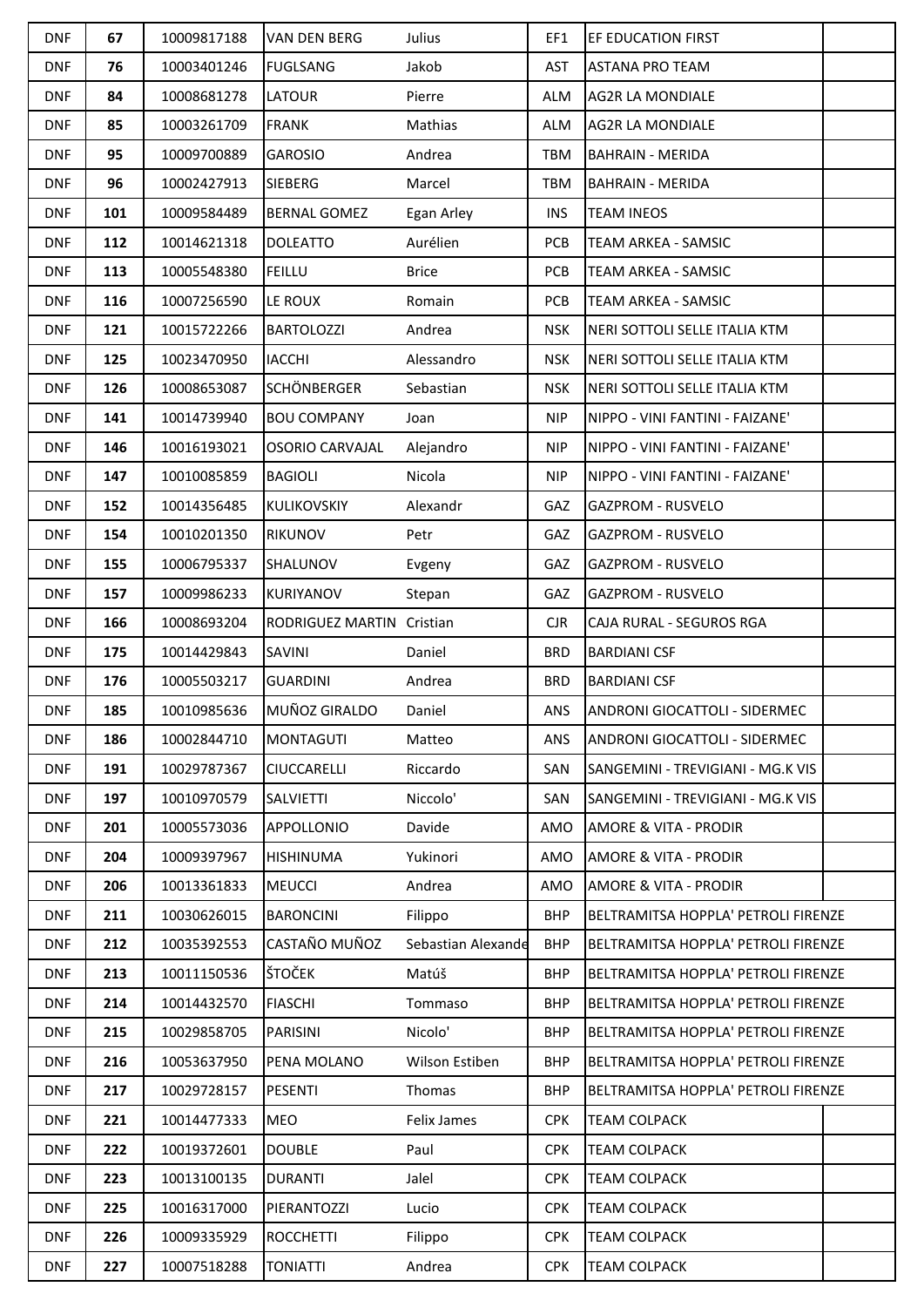| DNF | 67 | 10009817188 | VAN DEN BERG | Julius | EF1 | EF EDUCATION FIRST | |
|---|---|---|---|---|---|---|---|
| DNF | 76 | 10003401246 | FUGLSANG | Jakob | AST | ASTANA PRO TEAM | |
| DNF | 84 | 10008681278 | LATOUR | Pierre | ALM | AG2R LA MONDIALE | |
| DNF | 85 | 10003261709 | FRANK | Mathias | ALM | AG2R LA MONDIALE | |
| DNF | 95 | 10009700889 | GAROSIO | Andrea | TBM | BAHRAIN - MERIDA | |
| DNF | 96 | 10002427913 | SIEBERG | Marcel | TBM | BAHRAIN - MERIDA | |
| DNF | 101 | 10009584489 | BERNAL GOMEZ | Egan Arley | INS | TEAM INEOS | |
| DNF | 112 | 10014621318 | DOLEATTO | Aurélien | PCB | TEAM ARKEA - SAMSIC | |
| DNF | 113 | 10005548380 | FEILLU | Brice | PCB | TEAM ARKEA - SAMSIC | |
| DNF | 116 | 10007256590 | LE ROUX | Romain | PCB | TEAM ARKEA - SAMSIC | |
| DNF | 121 | 10015722266 | BARTOLOZZI | Andrea | NSK | NERI SOTTOLI SELLE ITALIA KTM | |
| DNF | 125 | 10023470950 | IACCHI | Alessandro | NSK | NERI SOTTOLI SELLE ITALIA KTM | |
| DNF | 126 | 10008653087 | SCHÖNBERGER | Sebastian | NSK | NERI SOTTOLI SELLE ITALIA KTM | |
| DNF | 141 | 10014739940 | BOU COMPANY | Joan | NIP | NIPPO - VINI FANTINI - FAIZANE' | |
| DNF | 146 | 10016193021 | OSORIO CARVAJAL | Alejandro | NIP | NIPPO - VINI FANTINI - FAIZANE' | |
| DNF | 147 | 10010085859 | BAGIOLI | Nicola | NIP | NIPPO - VINI FANTINI - FAIZANE' | |
| DNF | 152 | 10014356485 | KULIKOVSKIY | Alexandr | GAZ | GAZPROM - RUSVELO | |
| DNF | 154 | 10010201350 | RIKUNOV | Petr | GAZ | GAZPROM - RUSVELO | |
| DNF | 155 | 10006795337 | SHALUNOV | Evgeny | GAZ | GAZPROM - RUSVELO | |
| DNF | 157 | 10009986233 | KURIYANOV | Stepan | GAZ | GAZPROM - RUSVELO | |
| DNF | 166 | 10008693204 | RODRIGUEZ MARTIN | Cristian | CJR | CAJA RURAL - SEGUROS RGA | |
| DNF | 175 | 10014429843 | SAVINI | Daniel | BRD | BARDIANI CSF | |
| DNF | 176 | 10005503217 | GUARDINI | Andrea | BRD | BARDIANI CSF | |
| DNF | 185 | 10010985636 | MUÑOZ GIRALDO | Daniel | ANS | ANDRONI GIOCATTOLI - SIDERMEC | |
| DNF | 186 | 10002844710 | MONTAGUTI | Matteo | ANS | ANDRONI GIOCATTOLI - SIDERMEC | |
| DNF | 191 | 10029787367 | CIUCCARELLI | Riccardo | SAN | SANGEMINI - TREVIGIANI - MG.K VIS | |
| DNF | 197 | 10010970579 | SALVIETTI | Niccolo' | SAN | SANGEMINI - TREVIGIANI - MG.K VIS | |
| DNF | 201 | 10005573036 | APPOLLONIO | Davide | AMO | AMORE & VITA - PRODIR | |
| DNF | 204 | 10009397967 | HISHINUMA | Yukinori | AMO | AMORE & VITA - PRODIR | |
| DNF | 206 | 10013361833 | MEUCCI | Andrea | AMO | AMORE & VITA - PRODIR | |
| DNF | 211 | 10030626015 | BARONCINI | Filippo | BHP | BELTRAMITSA HOPPLA' PETROLI FIRENZE | |
| DNF | 212 | 10035392553 | CASTAÑO MUÑOZ | Sebastian Alexande | BHP | BELTRAMITSA HOPPLA' PETROLI FIRENZE | |
| DNF | 213 | 10011150536 | ŠTOČEK | Matúš | BHP | BELTRAMITSA HOPPLA' PETROLI FIRENZE | |
| DNF | 214 | 10014432570 | FIASCHI | Tommaso | BHP | BELTRAMITSA HOPPLA' PETROLI FIRENZE | |
| DNF | 215 | 10029858705 | PARISINI | Nicolo' | BHP | BELTRAMITSA HOPPLA' PETROLI FIRENZE | |
| DNF | 216 | 10053637950 | PENA MOLANO | Wilson Estiben | BHP | BELTRAMITSA HOPPLA' PETROLI FIRENZE | |
| DNF | 217 | 10029728157 | PESENTI | Thomas | BHP | BELTRAMITSA HOPPLA' PETROLI FIRENZE | |
| DNF | 221 | 10014477333 | MEO | Felix James | CPK | TEAM COLPACK | |
| DNF | 222 | 10019372601 | DOUBLE | Paul | CPK | TEAM COLPACK | |
| DNF | 223 | 10013100135 | DURANTI | Jalel | CPK | TEAM COLPACK | |
| DNF | 225 | 10016317000 | PIERANTOZZI | Lucio | CPK | TEAM COLPACK | |
| DNF | 226 | 10009335929 | ROCCHETTI | Filippo | CPK | TEAM COLPACK | |
| DNF | 227 | 10007518288 | TONIATTI | Andrea | CPK | TEAM COLPACK | |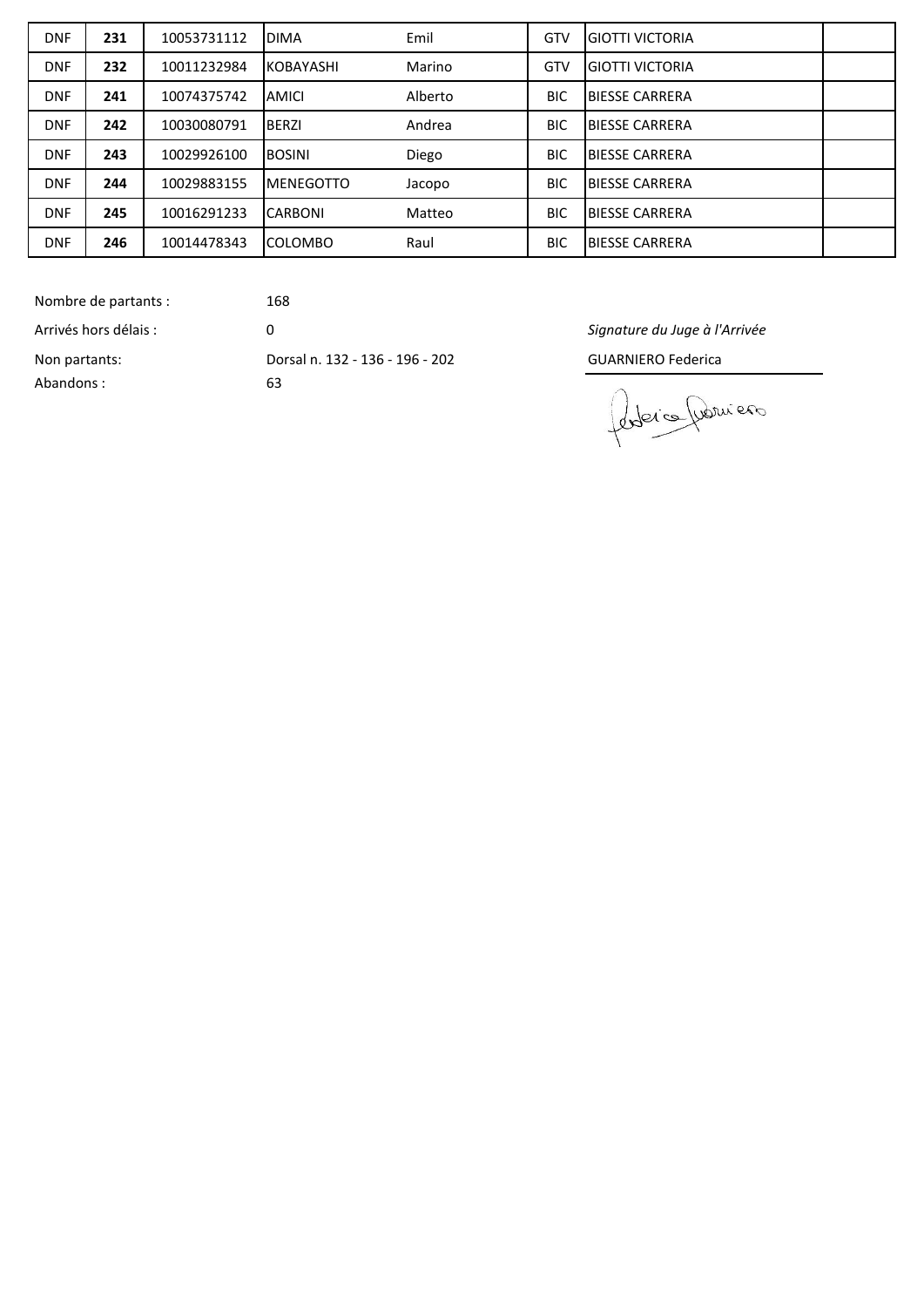| | | | | | | | |
|---|---|---|---|---|---|---|---|
| DNF | **231** | 10053731112 | DIMA | Emil | GTV | GIOTTI VICTORIA | |
| DNF | **232** | 10011232984 | KOBAYASHI | Marino | GTV | GIOTTI VICTORIA | |
| DNF | **241** | 10074375742 | AMICI | Alberto | BIC | BIESSE CARRERA | |
| DNF | **242** | 10030080791 | BERZI | Andrea | BIC | BIESSE CARRERA | |
| DNF | **243** | 10029926100 | BOSINI | Diego | BIC | BIESSE CARRERA | |
| DNF | **244** | 10029883155 | MENEGOTTO | Jacopo | BIC | BIESSE CARRERA | |
| DNF | **245** | 10016291233 | CARBONI | Matteo | BIC | BIESSE CARRERA | |
| DNF | **246** | 10014478343 | COLOMBO | Raul | BIC | BIESSE CARRERA | |

Nombre de partants : 168

Arrivés hors délais : 0

Non partants: Dorsal n. 132 - 136 - 196 - 202

Abandons : 63

*Signature du Juge à l'Arrivée*

GUARNIERO Federica